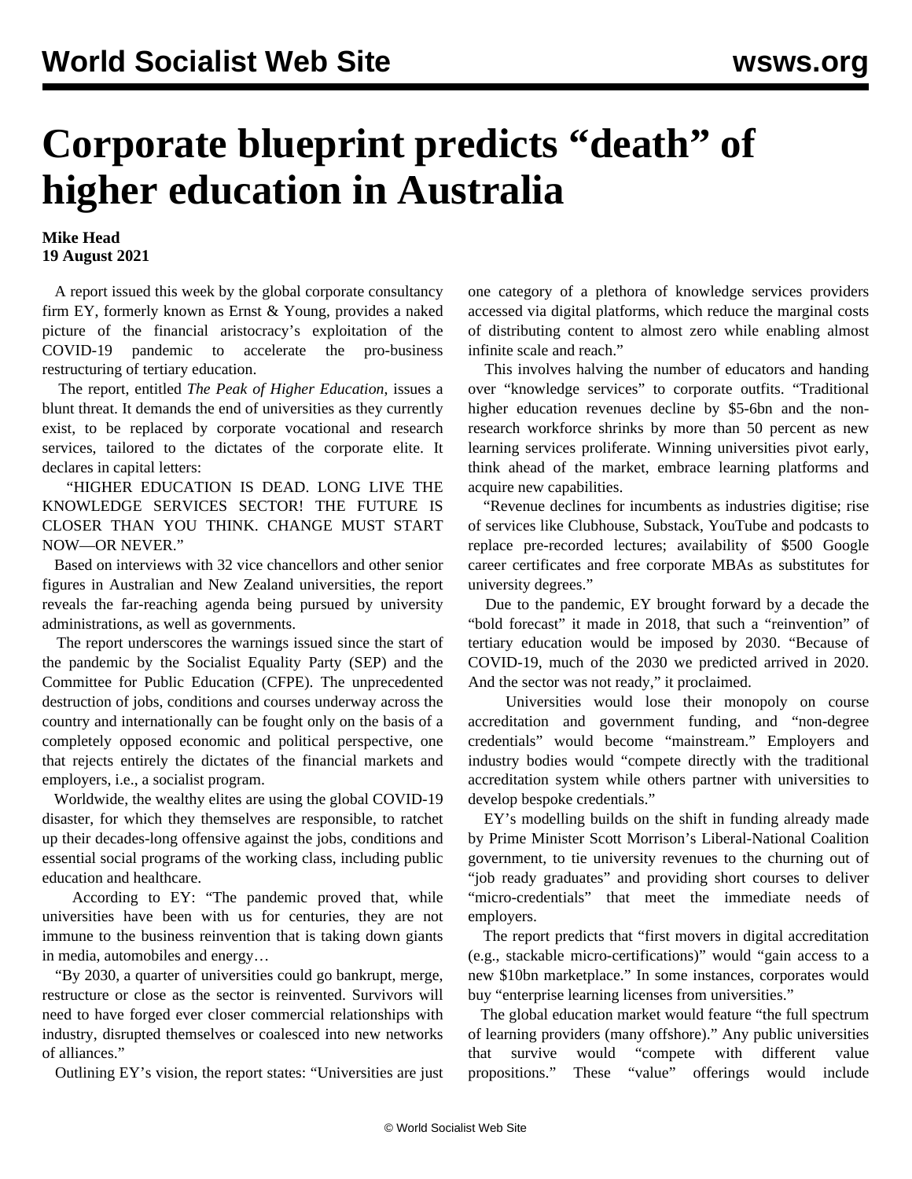# Corporate blueprint predicts "death" of higher education in Australia

**Mike Head**
**19 August 2021**

A report issued this week by the global corporate consultancy firm EY, formerly known as Ernst & Young, provides a naked picture of the financial aristocracy's exploitation of the COVID-19 pandemic to accelerate the pro-business restructuring of tertiary education.

The report, entitled *The Peak of Higher Education*, issues a blunt threat. It demands the end of universities as they currently exist, to be replaced by corporate vocational and research services, tailored to the dictates of the corporate elite. It declares in capital letters:

"HIGHER EDUCATION IS DEAD. LONG LIVE THE KNOWLEDGE SERVICES SECTOR! THE FUTURE IS CLOSER THAN YOU THINK. CHANGE MUST START NOW—OR NEVER."

Based on interviews with 32 vice chancellors and other senior figures in Australian and New Zealand universities, the report reveals the far-reaching agenda being pursued by university administrations, as well as governments.

The report underscores the warnings issued since the start of the pandemic by the Socialist Equality Party (SEP) and the Committee for Public Education (CFPE). The unprecedented destruction of jobs, conditions and courses underway across the country and internationally can be fought only on the basis of a completely opposed economic and political perspective, one that rejects entirely the dictates of the financial markets and employers, i.e., a socialist program.

Worldwide, the wealthy elites are using the global COVID-19 disaster, for which they themselves are responsible, to ratchet up their decades-long offensive against the jobs, conditions and essential social programs of the working class, including public education and healthcare.

According to EY: "The pandemic proved that, while universities have been with us for centuries, they are not immune to the business reinvention that is taking down giants in media, automobiles and energy…

"By 2030, a quarter of universities could go bankrupt, merge, restructure or close as the sector is reinvented. Survivors will need to have forged ever closer commercial relationships with industry, disrupted themselves or coalesced into new networks of alliances."

Outlining EY's vision, the report states: "Universities are just one category of a plethora of knowledge services providers accessed via digital platforms, which reduce the marginal costs of distributing content to almost zero while enabling almost infinite scale and reach."

This involves halving the number of educators and handing over "knowledge services" to corporate outfits. "Traditional higher education revenues decline by $5-6bn and the non-research workforce shrinks by more than 50 percent as new learning services proliferate. Winning universities pivot early, think ahead of the market, embrace learning platforms and acquire new capabilities.

"Revenue declines for incumbents as industries digitise; rise of services like Clubhouse, Substack, YouTube and podcasts to replace pre-recorded lectures; availability of $500 Google career certificates and free corporate MBAs as substitutes for university degrees."

Due to the pandemic, EY brought forward by a decade the "bold forecast" it made in 2018, that such a "reinvention" of tertiary education would be imposed by 2030. "Because of COVID-19, much of the 2030 we predicted arrived in 2020. And the sector was not ready," it proclaimed.

Universities would lose their monopoly on course accreditation and government funding, and "non-degree credentials" would become "mainstream." Employers and industry bodies would "compete directly with the traditional accreditation system while others partner with universities to develop bespoke credentials."

EY's modelling builds on the shift in funding already made by Prime Minister Scott Morrison's Liberal-National Coalition government, to tie university revenues to the churning out of "job ready graduates" and providing short courses to deliver "micro-credentials" that meet the immediate needs of employers.

The report predicts that "first movers in digital accreditation (e.g., stackable micro-certifications)" would "gain access to a new $10bn marketplace." In some instances, corporates would buy "enterprise learning licenses from universities."

The global education market would feature "the full spectrum of learning providers (many offshore)." Any public universities that survive would "compete with different value propositions." These "value" offerings would include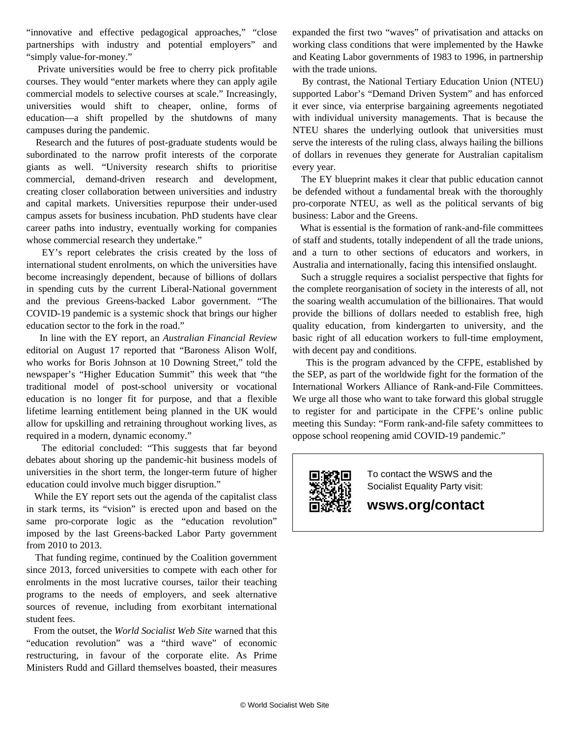"innovative and effective pedagogical approaches," "close partnerships with industry and potential employers" and "simply value-for-money."

Private universities would be free to cherry pick profitable courses. They would "enter markets where they can apply agile commercial models to selective courses at scale." Increasingly, universities would shift to cheaper, online, forms of education—a shift propelled by the shutdowns of many campuses during the pandemic.

Research and the futures of post-graduate students would be subordinated to the narrow profit interests of the corporate giants as well. "University research shifts to prioritise commercial, demand-driven research and development, creating closer collaboration between universities and industry and capital markets. Universities repurpose their under-used campus assets for business incubation. PhD students have clear career paths into industry, eventually working for companies whose commercial research they undertake."

EY's report celebrates the crisis created by the loss of international student enrolments, on which the universities have become increasingly dependent, because of billions of dollars in spending cuts by the current Liberal-National government and the previous Greens-backed Labor government. "The COVID-19 pandemic is a systemic shock that brings our higher education sector to the fork in the road."

In line with the EY report, an *Australian Financial Review* editorial on August 17 reported that "Baroness Alison Wolf, who works for Boris Johnson at 10 Downing Street," told the newspaper's "Higher Education Summit" this week that "the traditional model of post-school university or vocational education is no longer fit for purpose, and that a flexible lifetime learning entitlement being planned in the UK would allow for upskilling and retraining throughout working lives, as required in a modern, dynamic economy."

The editorial concluded: "This suggests that far beyond debates about shoring up the pandemic-hit business models of universities in the short term, the longer-term future of higher education could involve much bigger disruption."

While the EY report sets out the agenda of the capitalist class in stark terms, its "vision" is erected upon and based on the same pro-corporate logic as the "education revolution" imposed by the last Greens-backed Labor Party government from 2010 to 2013.

That funding regime, continued by the Coalition government since 2013, forced universities to compete with each other for enrolments in the most lucrative courses, tailor their teaching programs to the needs of employers, and seek alternative sources of revenue, including from exorbitant international student fees.

From the outset, the *World Socialist Web Site* warned that this "education revolution" was a "third wave" of economic restructuring, in favour of the corporate elite. As Prime Ministers Rudd and Gillard themselves boasted, their measures expanded the first two "waves" of privatisation and attacks on working class conditions that were implemented by the Hawke and Keating Labor governments of 1983 to 1996, in partnership with the trade unions.

By contrast, the National Tertiary Education Union (NTEU) supported Labor's "Demand Driven System" and has enforced it ever since, via enterprise bargaining agreements negotiated with individual university managements. That is because the NTEU shares the underlying outlook that universities must serve the interests of the ruling class, always hailing the billions of dollars in revenues they generate for Australian capitalism every year.

The EY blueprint makes it clear that public education cannot be defended without a fundamental break with the thoroughly pro-corporate NTEU, as well as the political servants of big business: Labor and the Greens.

What is essential is the formation of rank-and-file committees of staff and students, totally independent of all the trade unions, and a turn to other sections of educators and workers, in Australia and internationally, facing this intensified onslaught.

Such a struggle requires a socialist perspective that fights for the complete reorganisation of society in the interests of all, not the soaring wealth accumulation of the billionaires. That would provide the billions of dollars needed to establish free, high quality education, from kindergarten to university, and the basic right of all education workers to full-time employment, with decent pay and conditions.

This is the program advanced by the CFPE, established by the SEP, as part of the worldwide fight for the formation of the International Workers Alliance of Rank-and-File Committees. We urge all those who want to take forward this global struggle to register for and participate in the CFPE's online public meeting this Sunday: "Form rank-and-file safety committees to oppose school reopening amid COVID-19 pandemic."

To contact the WSWS and the Socialist Equality Party visit:

**wsws.org/contact**